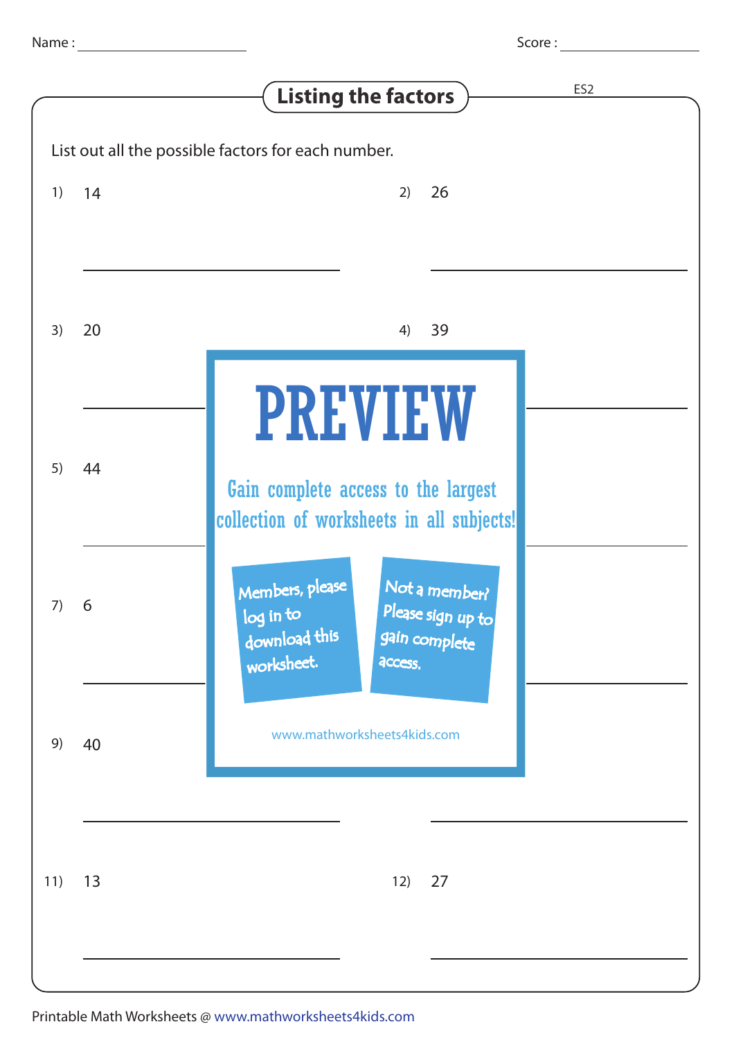Name : ______________________ Score : ________________

# Listing the factors

ES2

List out all the possible factors for each number.

1) 14

2) 26

3) 20

4) 39

5) 44

7) 6

9) 40

11) 13

12) 27

PREVIEW

Gain complete access to the largest collection of worksheets in all subjects!

Members, please log in to download this worksheet.

Not a member? Please sign up to gain complete access.

www.mathworksheets4kids.com

Printable Math Worksheets @ www.mathworksheets4kids.com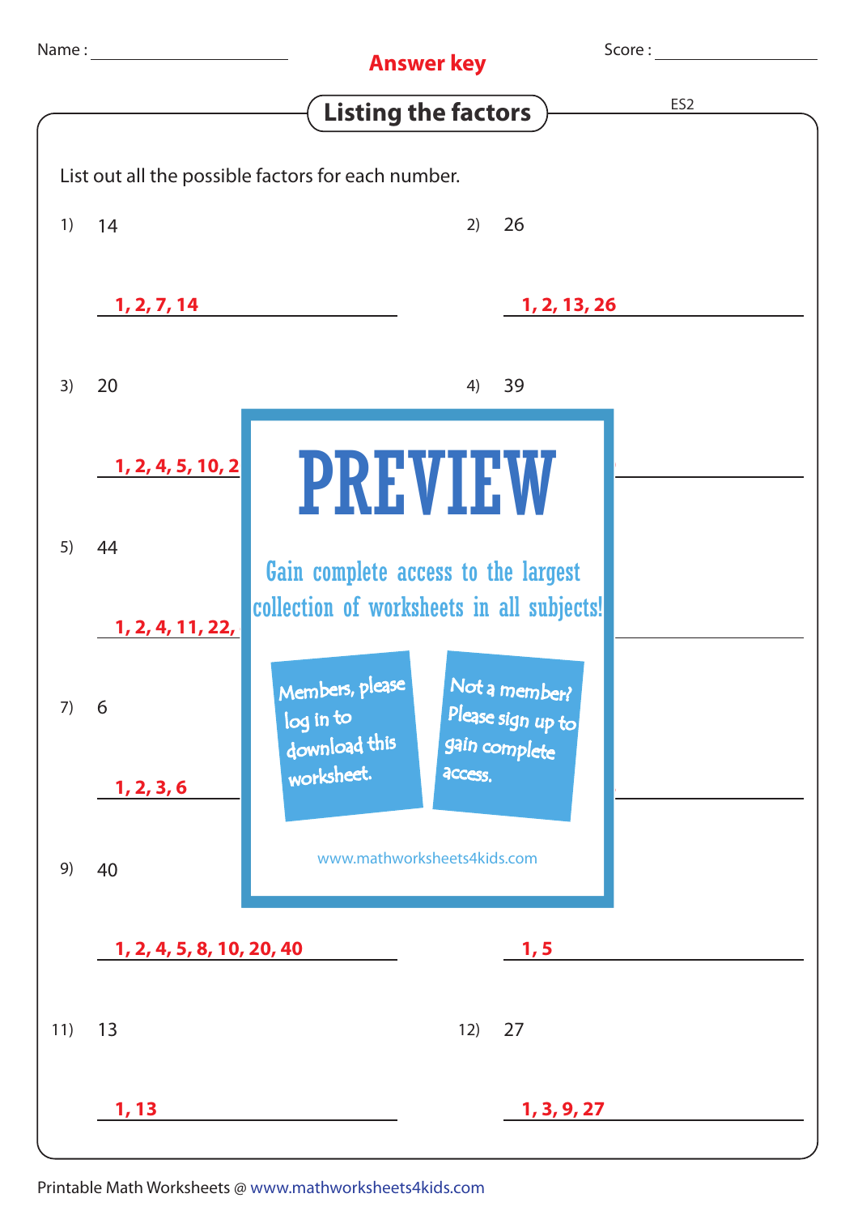Name : ______________________ **Answer key** Score : ______________

## Listing the factors

ES2

List out all the possible factors for each number.

1) 14

**1, 2, 7, 14**

2) 26

**1, 2, 13, 26**

3) 20

**1, 2, 4, 5, 10, 2**

4) 39

5) 44

**1, 2, 4, 11, 22,**

7) 6

**1, 2, 3, 6**

PREVIEW

Gain complete access to the largest collection of worksheets in all subjects!

Members, please log in to download this worksheet.

Not a member? Please sign up to gain complete access.

www.mathworksheets4kids.com

9) 40

**1, 2, 4, 5, 8, 10, 20, 40**

**1, 5**

11) 13

**1, 13**

12) 27

**1, 3, 9, 27**

Printable Math Worksheets @ www.mathworksheets4kids.com